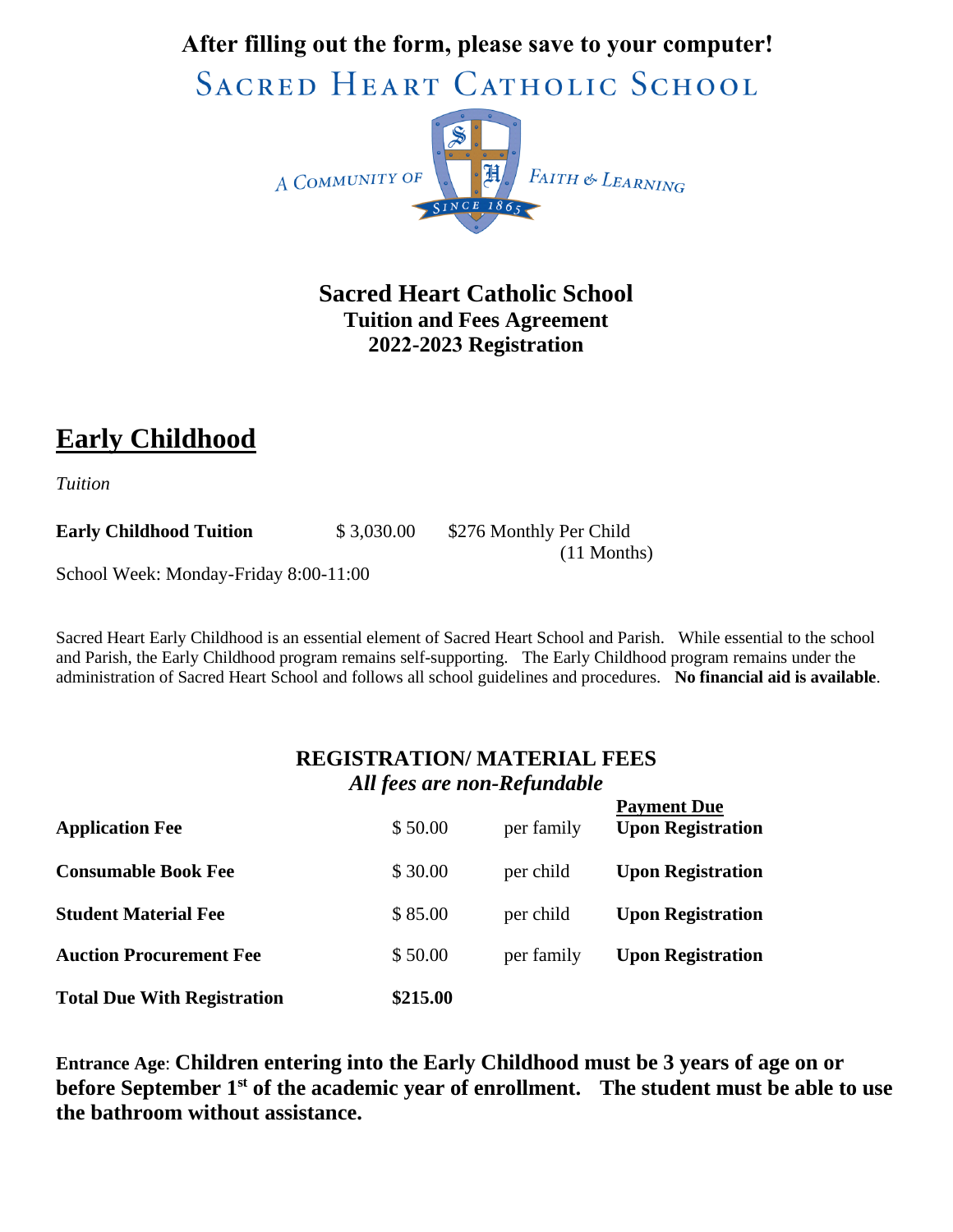**After filling out the form, please save to your computer!**

SACRED HEART CATHOLIC SCHOOL

A COMMUNITY OF FAITH & LEARNING

SINCE 1865

# Sacred Heart Catholic School
## Tuition and Fees Agreement
## 2022-2023 Registration

# Early Childhood

*Tuition*

| | | |
|---|---|---|
| **Early Childhood Tuition** | $ 3,030.00 | $276 Monthly Per Child (11 Months) |

School Week: Monday-Friday 8:00-11:00

Sacred Heart Early Childhood is an essential element of Sacred Heart School and Parish. While essential to the school and Parish, the Early Childhood program remains self-supporting. The Early Childhood program remains under the administration of Sacred Heart School and follows all school guidelines and procedures. **No financial aid is available**.

## REGISTRATION/ MATERIAL FEES
***All fees are non-Refundable***

| | | | **Payment Due** |
|---|---|---|---|
| **Application Fee** | $ 50.00 | per family | **Upon Registration** |
| **Consumable Book Fee** | $ 30.00 | per child | **Upon Registration** |
| **Student Material Fee** | $ 85.00 | per child | **Upon Registration** |
| **Auction Procurement Fee** | $ 50.00 | per family | **Upon Registration** |
| **Total Due With Registration** | **$215.00** | | |

**Entrance Age**: **Children entering into the Early Childhood must be 3 years of age on or before September 1st of the academic year of enrollment. The student must be able to use the bathroom without assistance.**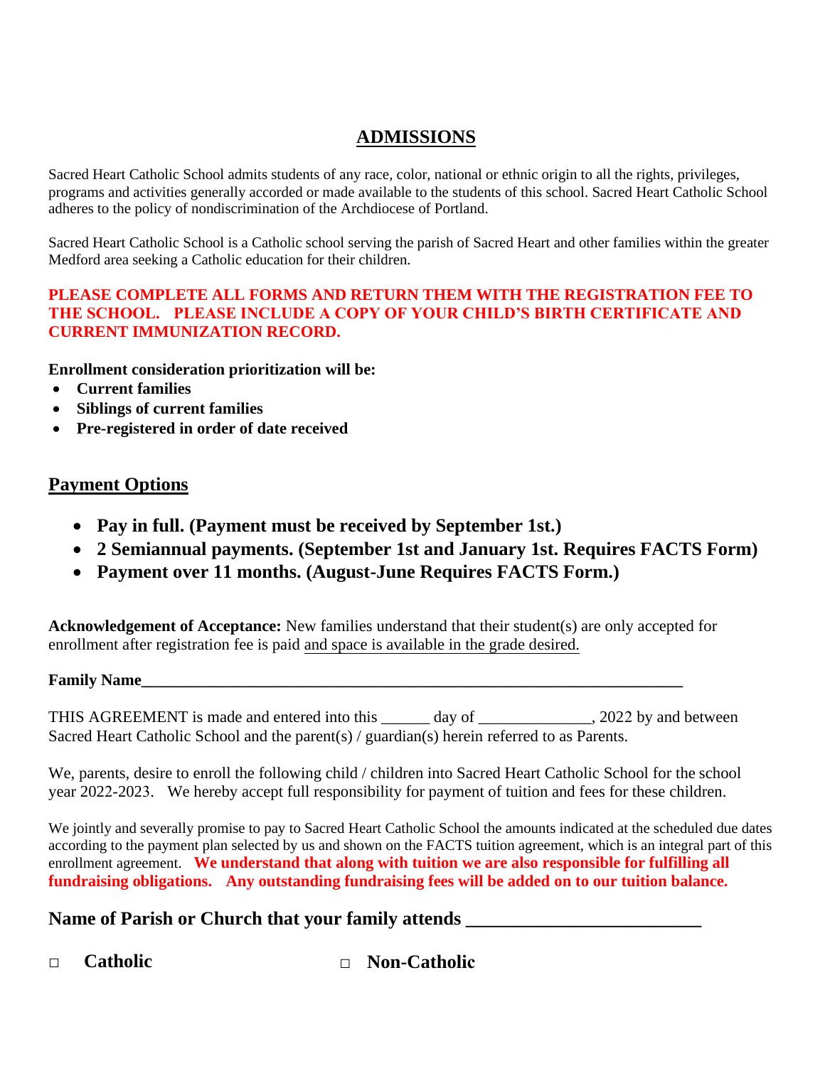# ADMISSIONS

Sacred Heart Catholic School admits students of any race, color, national or ethnic origin to all the rights, privileges, programs and activities generally accorded or made available to the students of this school. Sacred Heart Catholic School adheres to the policy of nondiscrimination of the Archdiocese of Portland.

Sacred Heart Catholic School is a Catholic school serving the parish of Sacred Heart and other families within the greater Medford area seeking a Catholic education for their children.

**PLEASE COMPLETE ALL FORMS AND RETURN THEM WITH THE REGISTRATION FEE TO THE SCHOOL. PLEASE INCLUDE A COPY OF YOUR CHILD'S BIRTH CERTIFICATE AND CURRENT IMMUNIZATION RECORD.**

**Enrollment consideration prioritization will be:**

- **Current families**
- **Siblings of current families**
- **Pre-registered in order of date received**

## Payment Options

- **Pay in full. (Payment must be received by September 1st.)**
- **2 Semiannual payments. (September 1st and January 1st. Requires FACTS Form)**
- **Payment over 11 months. (August-June Requires FACTS Form.)**

**Acknowledgement of Acceptance:** New families understand that their student(s) are only accepted for enrollment after registration fee is paid and space is available in the grade desired.

**Family Name**______________________________________________________________________

THIS AGREEMENT is made and entered into this ______ day of ______________, 2022 by and between Sacred Heart Catholic School and the parent(s) / guardian(s) herein referred to as Parents.

We, parents, desire to enroll the following child / children into Sacred Heart Catholic School for the school year 2022-2023. We hereby accept full responsibility for payment of tuition and fees for these children.

We jointly and severally promise to pay to Sacred Heart Catholic School the amounts indicated at the scheduled due dates according to the payment plan selected by us and shown on the FACTS tuition agreement, which is an integral part of this enrollment agreement. **We understand that along with tuition we are also responsible for fulfilling all fundraising obligations. Any outstanding fundraising fees will be added on to our tuition balance.**

**Name of Parish or Church that your family attends** _________________________

□ **Catholic** □ **Non-Catholic**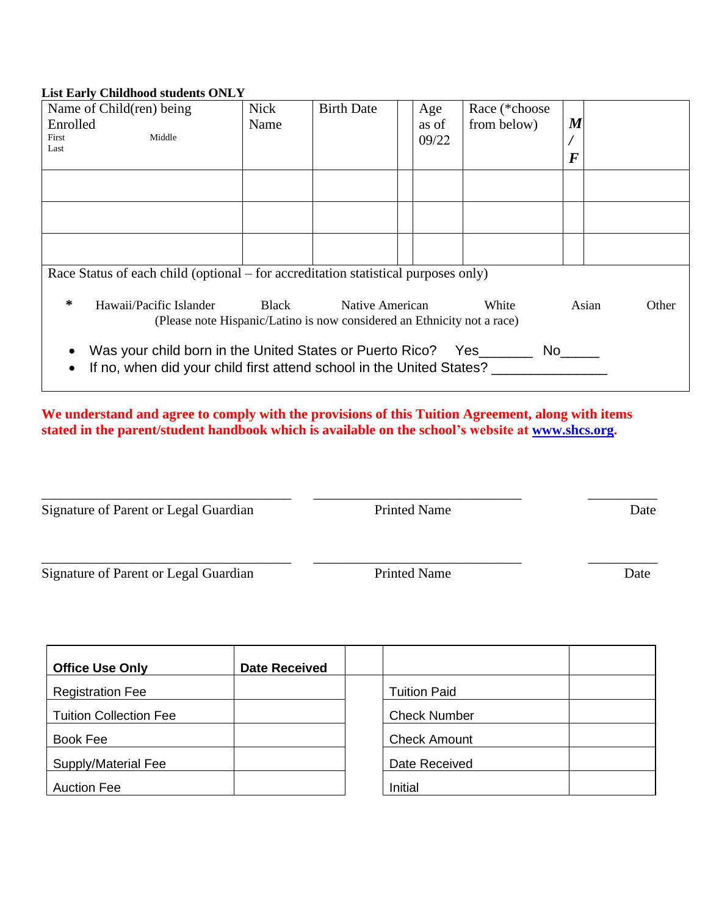**List Early Childhood students ONLY**

| Name of Child(ren) being Enrolled<br>First Middle Last | Nick Name | Birth Date | | Age as of 09/22 | Race (*choose from below) | ***M / F*** | |
|---|---|---|---|---|---|---|---|
| | | | | | | | |
| | | | | | | | |
| | | | | | | | |

Race Status of each child (optional – for accreditation statistical purposes only)

\* Hawaii/Pacific Islander Black Native American White Asian Other
(Please note Hispanic/Latino is now considered an Ethnicity not a race)

- Was your child born in the United States or Puerto Rico? Yes_______ No_____
- If no, when did your child first attend school in the United States? _______________

**We understand and agree to comply with the provisions of this Tuition Agreement, along with items stated in the parent/student handbook which is available on the school's website at [www.shcs.org](http://www.shcs.org).**

_________________________________ _____________________________ __________
Signature of Parent or Legal Guardian Printed Name Date

_________________________________ _____________________________ __________
Signature of Parent or Legal Guardian Printed Name Date

| **Office Use Only** | **Date Received** | | | |
|---|---|---|---|---|
| Registration Fee | | | Tuition Paid | |
| Tuition Collection Fee | | | Check Number | |
| Book Fee | | | Check Amount | |
| Supply/Material Fee | | | Date Received | |
| Auction Fee | | | Initial | |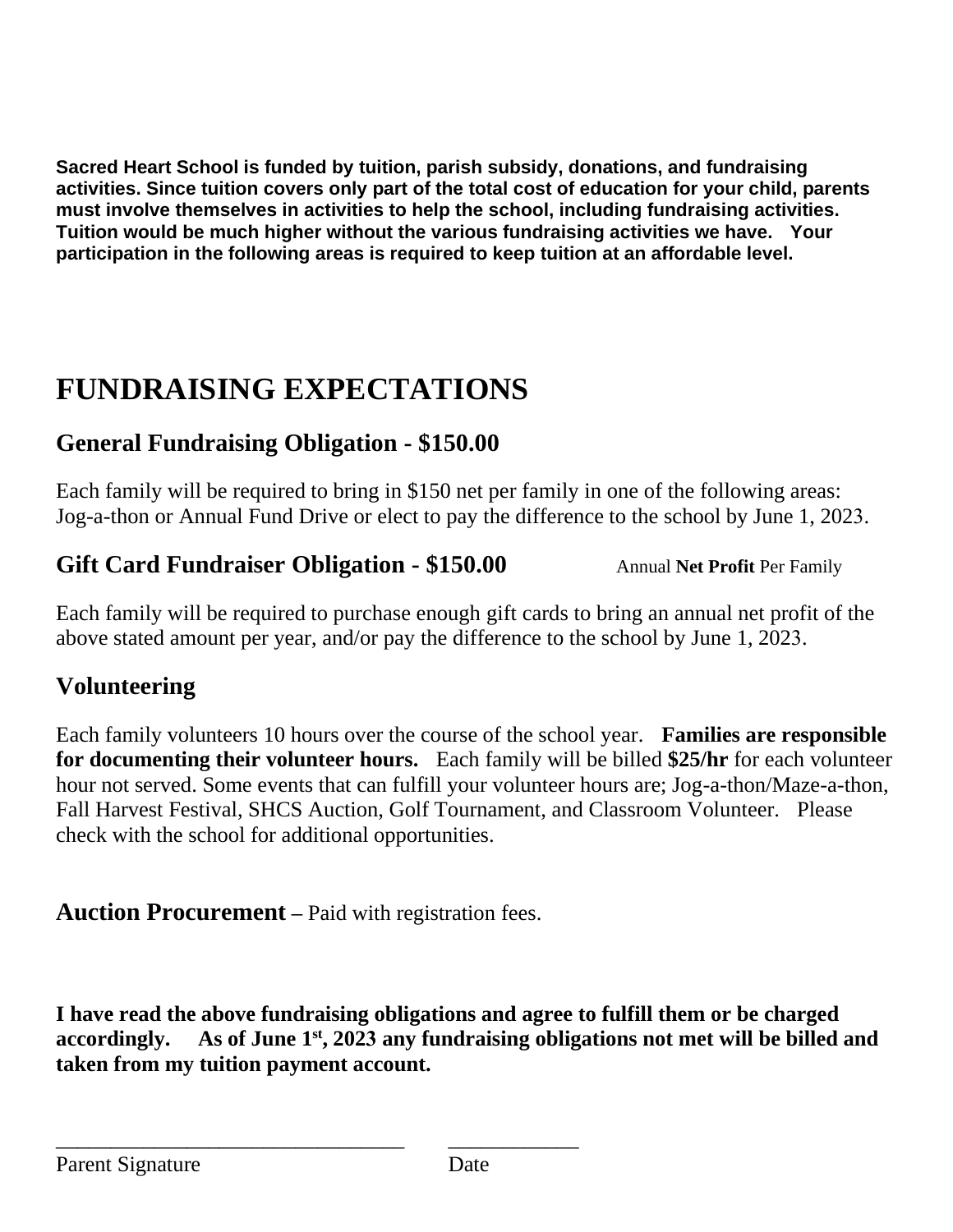**Sacred Heart School is funded by tuition, parish subsidy, donations, and fundraising activities. Since tuition covers only part of the total cost of education for your child, parents must involve themselves in activities to help the school, including fundraising activities. Tuition would be much higher without the various fundraising activities we have. Your participation in the following areas is required to keep tuition at an affordable level.**

# FUNDRAISING EXPECTATIONS

## General Fundraising Obligation - $150.00

Each family will be required to bring in $150 net per family in one of the following areas: Jog-a-thon or Annual Fund Drive or elect to pay the difference to the school by June 1, 2023.

## Gift Card Fundraiser Obligation - $150.00

Annual **Net Profit** Per Family

Each family will be required to purchase enough gift cards to bring an annual net profit of the above stated amount per year, and/or pay the difference to the school by June 1, 2023.

## Volunteering

Each family volunteers 10 hours over the course of the school year. **Families are responsible for documenting their volunteer hours.** Each family will be billed **$25/hr** for each volunteer hour not served. Some events that can fulfill your volunteer hours are; Jog-a-thon/Maze-a-thon, Fall Harvest Festival, SHCS Auction, Golf Tournament, and Classroom Volunteer. Please check with the school for additional opportunities.

**Auction Procurement** – Paid with registration fees.

**I have read the above fundraising obligations and agree to fulfill them or be charged accordingly. As of June 1st, 2023 any fundraising obligations not met will be billed and taken from my tuition payment account.**

_______________________________ ____________

Parent Signature Date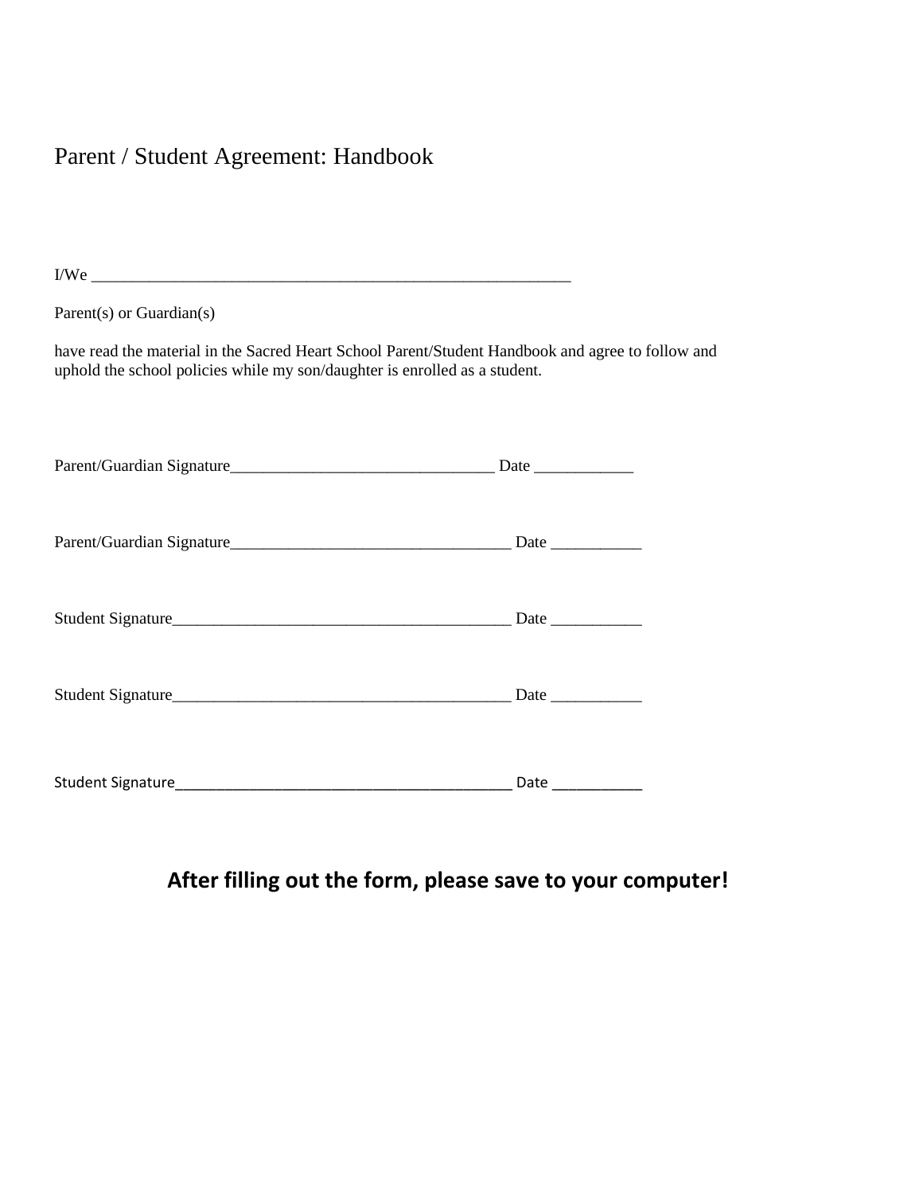# Parent / Student Agreement: Handbook

I/We ___________________________________________________________

Parent(s) or Guardian(s)

have read the material in the Sacred Heart School Parent/Student Handbook and agree to follow and uphold the school policies while my son/daughter is enrolled as a student.

Parent/Guardian Signature________________________________ Date ____________

Parent/Guardian Signature__________________________________ Date ___________

Student Signature_________________________________________ Date ___________

Student Signature_________________________________________ Date ___________

Student Signature_________________________________________ Date ___________

**After filling out the form, please save to your computer!**